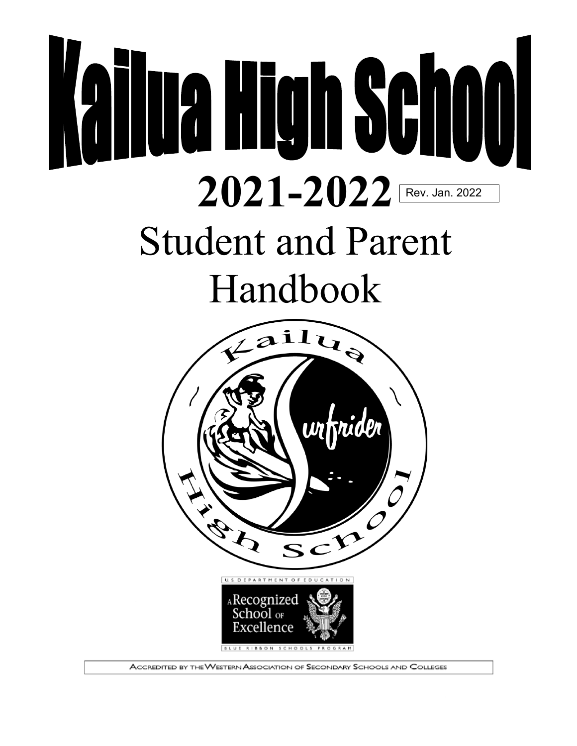# Kailua High School

## 2021-2022

Rev. Jan. 2022

# Student and Parent Handbook

U.S. DEPARTMENT OF EDUCATION

A Recognized School of Excellence

BLUE RIBBON SCHOOLS PROGRAM

ACCREDITED BY THE WESTERN ASSOCIATION OF SECONDARY SCHOOLS AND COLLEGES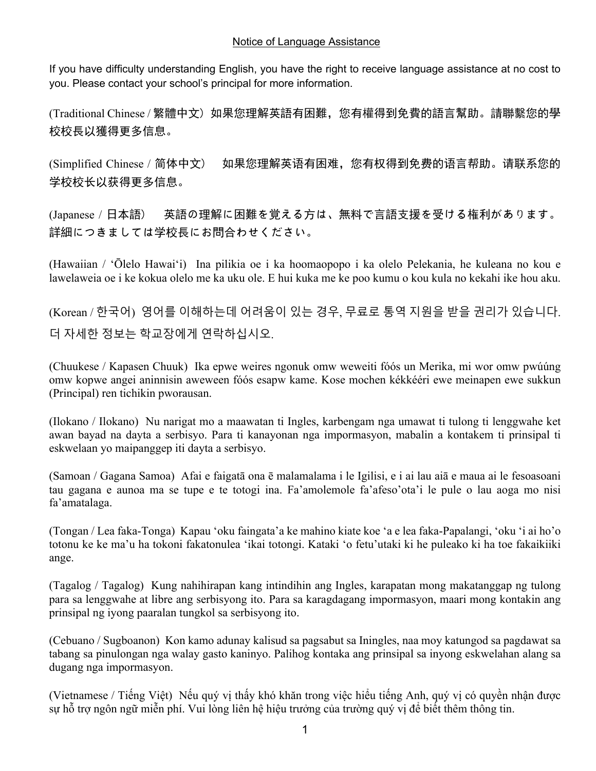## Notice of Language Assistance

If you have difficulty understanding English, you have the right to receive language assistance at no cost to you. Please contact your school's principal for more information.

(Traditional Chinese / 繁體中文）如果您理解英語有困難，您有權得到免費的語言幫助。請聯繫您的學校校長以獲得更多信息。

(Simplified Chinese / 简体中文） 如果您理解英语有困难，您有权得到免费的语言帮助。请联系您的学校校长以获得更多信息。

(Japanese / 日本語） 英語の理解に困難を覚える方は、無料で言語支援を受ける権利があります。詳細につきましては学校長にお問合わせください。

(Hawaiian / ʻŌlelo Hawaiʻi) Ina pilikia oe i ka hoomaopopo i ka olelo Pelekania, he kuleana no kou e lawelaweia oe i ke kokua olelo me ka uku ole. E hui kuka me ke poo kumu o kou kula no kekahi ike hou aku.

(Korean / 한국어) 영어를 이해하는데 어려움이 있는 경우, 무료로 통역 지원을 받을 권리가 있습니다. 더 자세한 정보는 학교장에게 연락하십시오.

(Chuukese / Kapasen Chuuk) Ika epwe weires ngonuk omw weweiti fóós un Merika, mi wor omw pwúúng omw kopwe angei aninnisin aweween fóós esapw kame. Kose mochen kékkééri ewe meinapen ewe sukkun (Principal) ren tichikin pworausan.

(Ilokano / Ilokano) Nu narigat mo a maawatan ti Ingles, karbengam nga umawat ti tulong ti lenggwahe ket awan bayad na dayta a serbisyo. Para ti kanayonan nga impormasyon, mabalin a kontakem ti prinsipal ti eskwelaan yo maipanggep iti dayta a serbisyo.

(Samoan / Gagana Samoa) Afai e faigatā ona ē malamalama i le Igilisi, e i ai lau aiā e maua ai le fesoasoani tau gagana e aunoa ma se tupe e te totogi ina. Fa'amolemole fa'afeso'ota'i le pule o lau aoga mo nisi fa'amatalaga.

(Tongan / Lea faka-Tonga) Kapau ʻoku faingataʻa ke mahino kiate koe ʻa e lea faka-Papalangi, ʻoku ʻi ai hoʻo totonu ke ke maʻu ha tokoni fakatonulea ʻikai totongi. Kataki ʻo fetuʻutaki ki he puleako ki ha toe fakaikiiki ange.

(Tagalog / Tagalog) Kung nahihirapan kang intindihin ang Ingles, karapatan mong makatanggap ng tulong para sa lenggwahe at libre ang serbisyong ito. Para sa karagdagang impormasyon, maari mong kontakin ang prinsipal ng iyong paaralan tungkol sa serbisyong ito.

(Cebuano / Sugboanon) Kon kamo adunay kalisud sa pagsabut sa Iningles, naa moy katungod sa pagdawat sa tabang sa pinulongan nga walay gasto kaninyo. Palihog kontaka ang prinsipal sa inyong eskwelahan alang sa dugang nga impormasyon.

(Vietnamese / Tiếng Việt) Nếu quý vị thấy khó khăn trong việc hiểu tiếng Anh, quý vị có quyền nhận được sự hỗ trợ ngôn ngữ miễn phí. Vui lòng liên hệ hiệu trưởng của trường quý vị để biết thêm thông tin.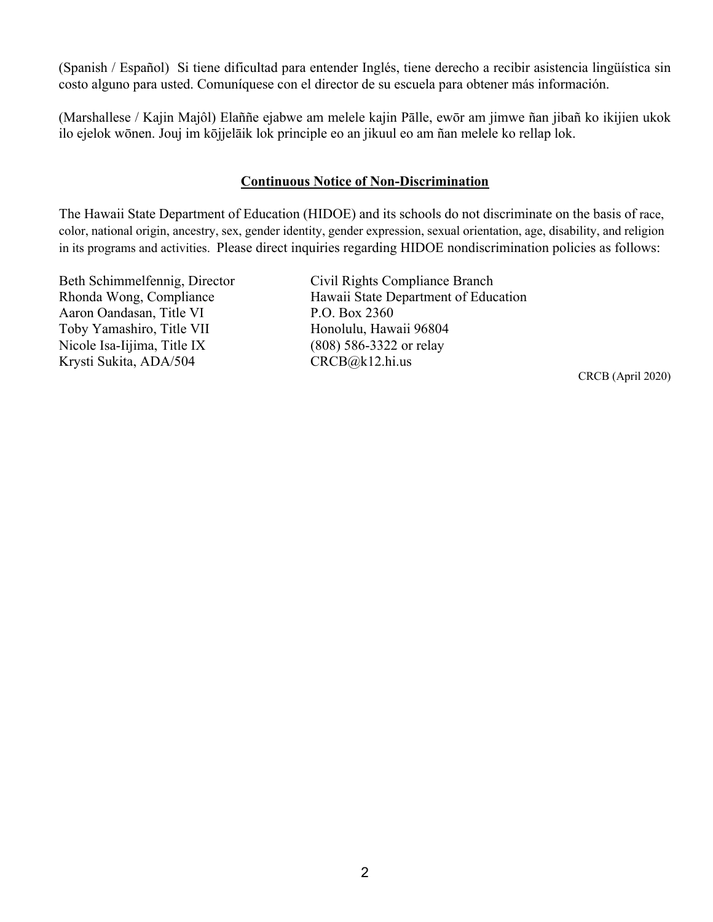(Spanish / Español) Si tiene dificultad para entender Inglés, tiene derecho a recibir asistencia lingüística sin costo alguno para usted. Comuníquese con el director de su escuela para obtener más información.

(Marshallese / Kajin Majôl) Elaññe ejabwe am melele kajin Pālle, ewōr am jimwe ñan jibañ ko ikijien ukok ilo ejelok wōnen. Jouj im kōjjelāik lok principle eo an jikuul eo am ñan melele ko rellap lok.

## Continuous Notice of Non-Discrimination

The Hawaii State Department of Education (HIDOE) and its schools do not discriminate on the basis of race, color, national origin, ancestry, sex, gender identity, gender expression, sexual orientation, age, disability, and religion in its programs and activities. Please direct inquiries regarding HIDOE nondiscrimination policies as follows:

Beth Schimmelfennig, Director
Rhonda Wong, Compliance
Aaron Oandasan, Title VI
Toby Yamashiro, Title VII
Nicole Isa-Iijima, Title IX
Krysti Sukita, ADA/504

Civil Rights Compliance Branch
Hawaii State Department of Education
P.O. Box 2360
Honolulu, Hawaii 96804
(808) 586-3322 or relay
CRCB@k12.hi.us

CRCB (April 2020)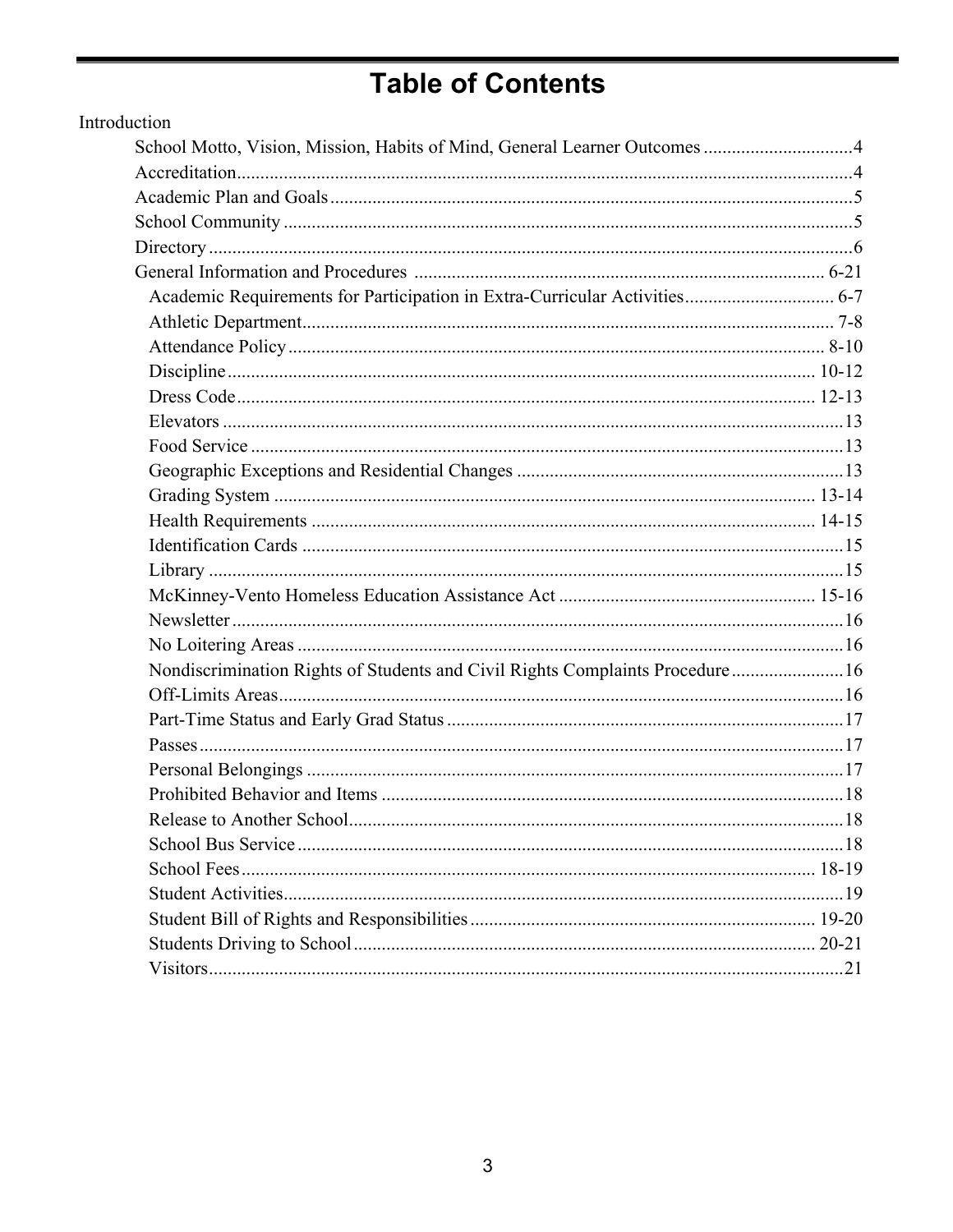# Table of Contents

Introduction

- School Motto, Vision, Mission, Habits of Mind, General Learner Outcomes ....4
- Accreditation ....4
- Academic Plan and Goals ....5
- School Community ....5
- Directory ....6
- General Information and Procedures ....6-21
  - Academic Requirements for Participation in Extra-Curricular Activities ....6-7
  - Athletic Department ....7-8
  - Attendance Policy ....8-10
  - Discipline ....10-12
  - Dress Code ....12-13
  - Elevators ....13
  - Food Service ....13
  - Geographic Exceptions and Residential Changes ....13
  - Grading System ....13-14
  - Health Requirements ....14-15
  - Identification Cards ....15
  - Library ....15
  - McKinney-Vento Homeless Education Assistance Act ....15-16
  - Newsletter ....16
  - No Loitering Areas ....16
  - Nondiscrimination Rights of Students and Civil Rights Complaints Procedure ....16
  - Off-Limits Areas ....16
  - Part-Time Status and Early Grad Status ....17
  - Passes ....17
  - Personal Belongings ....17
  - Prohibited Behavior and Items ....18
  - Release to Another School ....18
  - School Bus Service ....18
  - School Fees ....18-19
  - Student Activities ....19
  - Student Bill of Rights and Responsibilities ....19-20
  - Students Driving to School ....20-21
  - Visitors ....21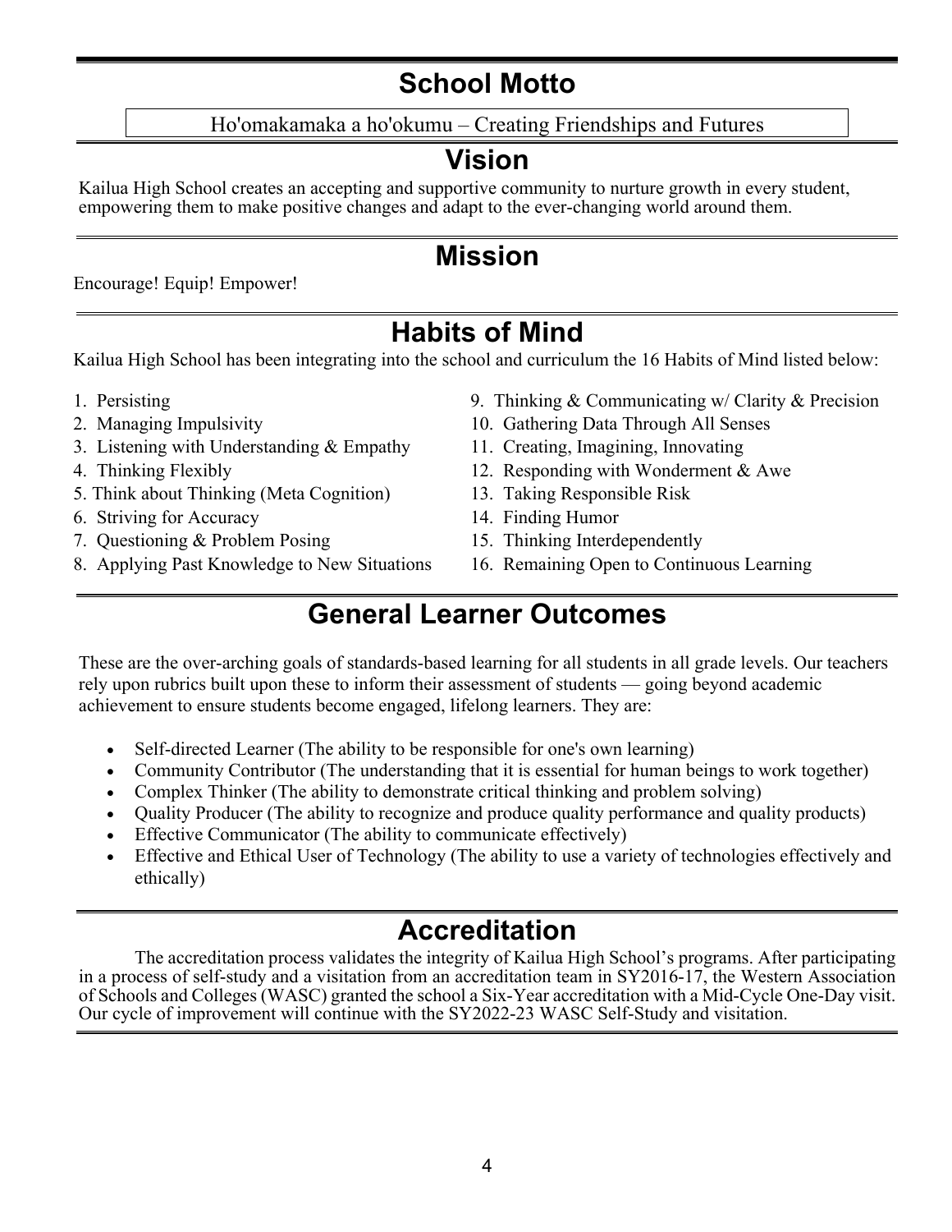## School Motto

Ho'omakamaka a ho'okumu – Creating Friendships and Futures

## Vision

Kailua High School creates an accepting and supportive community to nurture growth in every student, empowering them to make positive changes and adapt to the ever-changing world around them.

## Mission

Encourage! Equip! Empower!

## Habits of Mind

Kailua High School has been integrating into the school and curriculum the 16 Habits of Mind listed below:

1. Persisting
2. Managing Impulsivity
3. Listening with Understanding & Empathy
4. Thinking Flexibly
5. Think about Thinking (Meta Cognition)
6. Striving for Accuracy
7. Questioning & Problem Posing
8. Applying Past Knowledge to New Situations
9. Thinking & Communicating w/ Clarity & Precision
10. Gathering Data Through All Senses
11. Creating, Imagining, Innovating
12. Responding with Wonderment & Awe
13. Taking Responsible Risk
14. Finding Humor
15. Thinking Interdependently
16. Remaining Open to Continuous Learning

## General Learner Outcomes

These are the over-arching goals of standards-based learning for all students in all grade levels. Our teachers rely upon rubrics built upon these to inform their assessment of students — going beyond academic achievement to ensure students become engaged, lifelong learners. They are:

- Self-directed Learner (The ability to be responsible for one's own learning)
- Community Contributor (The understanding that it is essential for human beings to work together)
- Complex Thinker (The ability to demonstrate critical thinking and problem solving)
- Quality Producer (The ability to recognize and produce quality performance and quality products)
- Effective Communicator (The ability to communicate effectively)
- Effective and Ethical User of Technology (The ability to use a variety of technologies effectively and ethically)

## Accreditation

The accreditation process validates the integrity of Kailua High School's programs. After participating in a process of self-study and a visitation from an accreditation team in SY2016-17, the Western Association of Schools and Colleges (WASC) granted the school a Six-Year accreditation with a Mid-Cycle One-Day visit. Our cycle of improvement will continue with the SY2022-23 WASC Self-Study and visitation.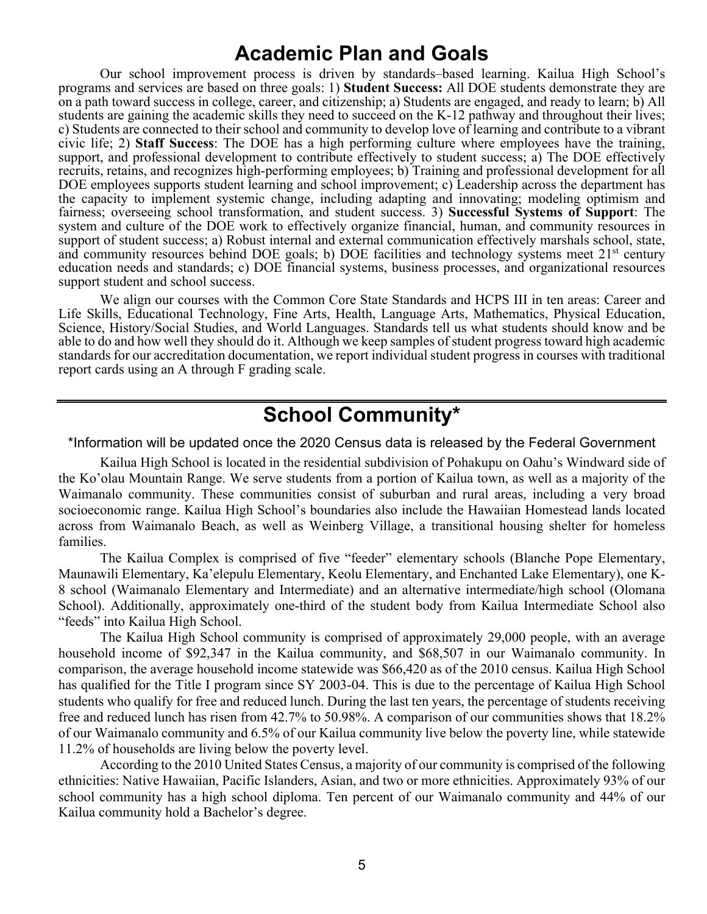# Academic Plan and Goals

Our school improvement process is driven by standards–based learning. Kailua High School's programs and services are based on three goals: 1) **Student Success:** All DOE students demonstrate they are on a path toward success in college, career, and citizenship; a) Students are engaged, and ready to learn; b) All students are gaining the academic skills they need to succeed on the K-12 pathway and throughout their lives; c) Students are connected to their school and community to develop love of learning and contribute to a vibrant civic life; 2) **Staff Success**: The DOE has a high performing culture where employees have the training, support, and professional development to contribute effectively to student success; a) The DOE effectively recruits, retains, and recognizes high-performing employees; b) Training and professional development for all DOE employees supports student learning and school improvement; c) Leadership across the department has the capacity to implement systemic change, including adapting and innovating; modeling optimism and fairness; overseeing school transformation, and student success. 3) **Successful Systems of Support**: The system and culture of the DOE work to effectively organize financial, human, and community resources in support of student success; a) Robust internal and external communication effectively marshals school, state, and community resources behind DOE goals; b) DOE facilities and technology systems meet 21st century education needs and standards; c) DOE financial systems, business processes, and organizational resources support student and school success.

We align our courses with the Common Core State Standards and HCPS III in ten areas: Career and Life Skills, Educational Technology, Fine Arts, Health, Language Arts, Mathematics, Physical Education, Science, History/Social Studies, and World Languages. Standards tell us what students should know and be able to do and how well they should do it. Although we keep samples of student progress toward high academic standards for our accreditation documentation, we report individual student progress in courses with traditional report cards using an A through F grading scale.

# School Community*

*Information will be updated once the 2020 Census data is released by the Federal Government

Kailua High School is located in the residential subdivision of Pohakupu on Oahu's Windward side of the Ko'olau Mountain Range. We serve students from a portion of Kailua town, as well as a majority of the Waimanalo community. These communities consist of suburban and rural areas, including a very broad socioeconomic range. Kailua High School's boundaries also include the Hawaiian Homestead lands located across from Waimanalo Beach, as well as Weinberg Village, a transitional housing shelter for homeless families.

The Kailua Complex is comprised of five "feeder" elementary schools (Blanche Pope Elementary, Maunawili Elementary, Ka'elepulu Elementary, Keolu Elementary, and Enchanted Lake Elementary), one K-8 school (Waimanalo Elementary and Intermediate) and an alternative intermediate/high school (Olomana School). Additionally, approximately one-third of the student body from Kailua Intermediate School also "feeds" into Kailua High School.

The Kailua High School community is comprised of approximately 29,000 people, with an average household income of $92,347 in the Kailua community, and $68,507 in our Waimanalo community. In comparison, the average household income statewide was $66,420 as of the 2010 census. Kailua High School has qualified for the Title I program since SY 2003-04. This is due to the percentage of Kailua High School students who qualify for free and reduced lunch. During the last ten years, the percentage of students receiving free and reduced lunch has risen from 42.7% to 50.98%. A comparison of our communities shows that 18.2% of our Waimanalo community and 6.5% of our Kailua community live below the poverty line, while statewide 11.2% of households are living below the poverty level.

According to the 2010 United States Census, a majority of our community is comprised of the following ethnicities: Native Hawaiian, Pacific Islanders, Asian, and two or more ethnicities. Approximately 93% of our school community has a high school diploma. Ten percent of our Waimanalo community and 44% of our Kailua community hold a Bachelor's degree.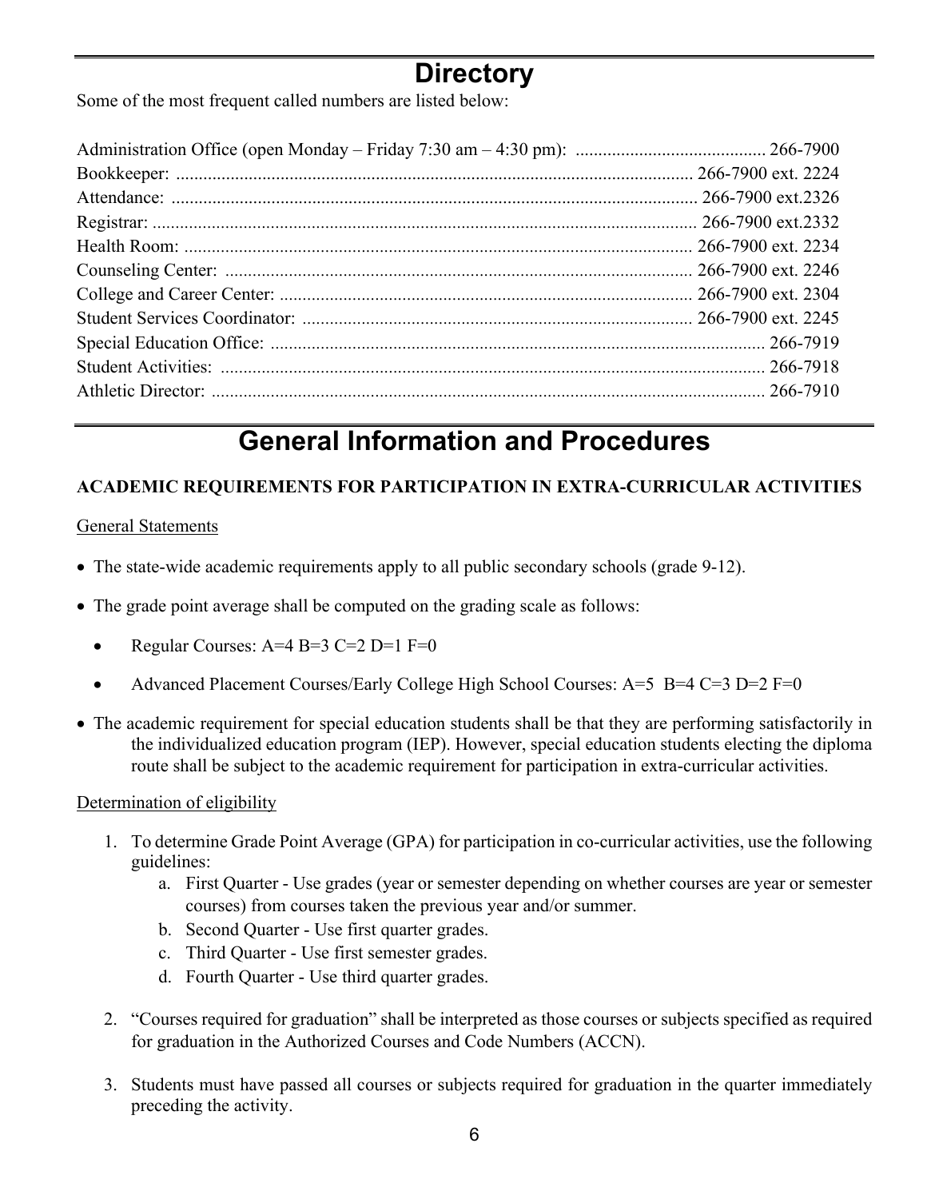# Directory

Some of the most frequent called numbers are listed below:

Administration Office (open Monday – Friday 7:30 am – 4:30 pm): .......................................... 266-7900
Bookkeeper: ................................................................................................................. 266-7900 ext. 2224
Attendance: ................................................................................................................. 266-7900 ext.2326
Registrar: ...................................................................................................................... 266-7900 ext.2332
Health Room: ............................................................................................................... 266-7900 ext. 2234
Counseling Center: ...................................................................................................... 266-7900 ext. 2246
College and Career Center: .......................................................................................... 266-7900 ext. 2304
Student Services Coordinator: ..................................................................................... 266-7900 ext. 2245
Special Education Office: ............................................................................................................ 266-7919
Student Activities: ........................................................................................................................ 266-7918
Athletic Director: .......................................................................................................................... 266-7910

# General Information and Procedures

**ACADEMIC REQUIREMENTS FOR PARTICIPATION IN EXTRA-CURRICULAR ACTIVITIES**

General Statements

- The state-wide academic requirements apply to all public secondary schools (grade 9-12).
- The grade point average shall be computed on the grading scale as follows:
  - Regular Courses: A=4 B=3 C=2 D=1 F=0
  - Advanced Placement Courses/Early College High School Courses: A=5 B=4 C=3 D=2 F=0
- The academic requirement for special education students shall be that they are performing satisfactorily in the individualized education program (IEP). However, special education students electing the diploma route shall be subject to the academic requirement for participation in extra-curricular activities.

Determination of eligibility

1. To determine Grade Point Average (GPA) for participation in co-curricular activities, use the following guidelines:
   a. First Quarter - Use grades (year or semester depending on whether courses are year or semester courses) from courses taken the previous year and/or summer.
   b. Second Quarter - Use first quarter grades.
   c. Third Quarter - Use first semester grades.
   d. Fourth Quarter - Use third quarter grades.

2. "Courses required for graduation" shall be interpreted as those courses or subjects specified as required for graduation in the Authorized Courses and Code Numbers (ACCN).

3. Students must have passed all courses or subjects required for graduation in the quarter immediately preceding the activity.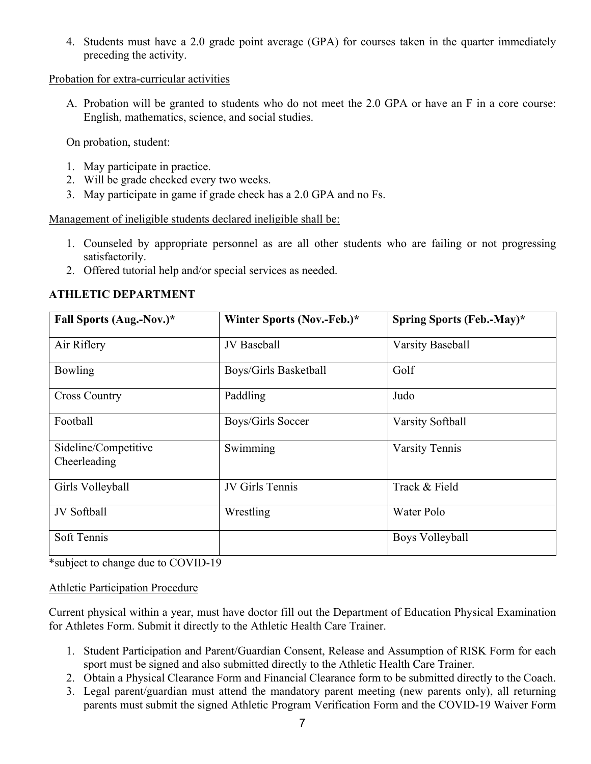4. Students must have a 2.0 grade point average (GPA) for courses taken in the quarter immediately preceding the activity.

Probation for extra-curricular activities

A. Probation will be granted to students who do not meet the 2.0 GPA or have an F in a core course: English, mathematics, science, and social studies.

On probation, student:

1. May participate in practice.
2. Will be grade checked every two weeks.
3. May participate in game if grade check has a 2.0 GPA and no Fs.

Management of ineligible students declared ineligible shall be:

1. Counseled by appropriate personnel as are all other students who are failing or not progressing satisfactorily.
2. Offered tutorial help and/or special services as needed.

**ATHLETIC DEPARTMENT**

| **Fall Sports (Aug.-Nov.)*** | **Winter Sports (Nov.-Feb.)*** | **Spring Sports (Feb.-May)*** |
|---|---|---|
| Air Riflery | JV Baseball | Varsity Baseball |
| Bowling | Boys/Girls Basketball | Golf |
| Cross Country | Paddling | Judo |
| Football | Boys/Girls Soccer | Varsity Softball |
| Sideline/Competitive Cheerleading | Swimming | Varsity Tennis |
| Girls Volleyball | JV Girls Tennis | Track & Field |
| JV Softball | Wrestling | Water Polo |
| Soft Tennis | | Boys Volleyball |

*subject to change due to COVID-19

Athletic Participation Procedure

Current physical within a year, must have doctor fill out the Department of Education Physical Examination for Athletes Form. Submit it directly to the Athletic Health Care Trainer.

1. Student Participation and Parent/Guardian Consent, Release and Assumption of RISK Form for each sport must be signed and also submitted directly to the Athletic Health Care Trainer.
2. Obtain a Physical Clearance Form and Financial Clearance form to be submitted directly to the Coach.
3. Legal parent/guardian must attend the mandatory parent meeting (new parents only), all returning parents must submit the signed Athletic Program Verification Form and the COVID-19 Waiver Form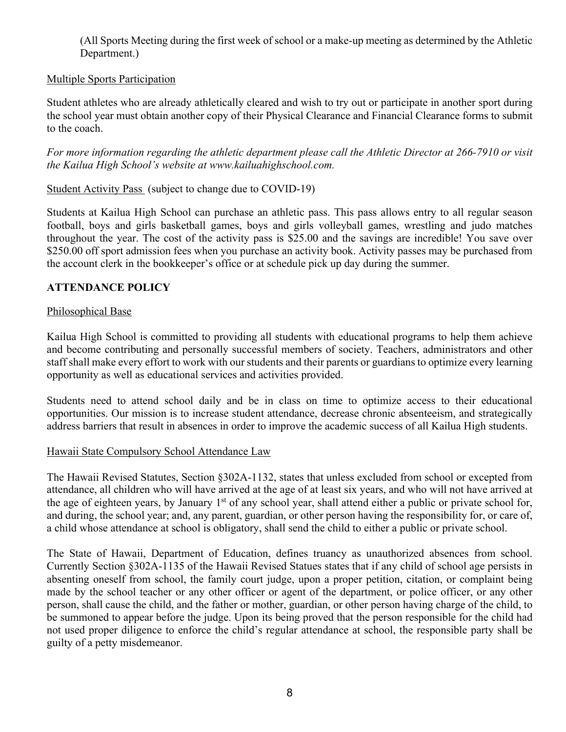(All Sports Meeting during the first week of school or a make-up meeting as determined by the Athletic Department.)

Multiple Sports Participation

Student athletes who are already athletically cleared and wish to try out or participate in another sport during the school year must obtain another copy of their Physical Clearance and Financial Clearance forms to submit to the coach.

*For more information regarding the athletic department please call the Athletic Director at 266-7910 or visit the Kailua High School's website at www.kailuahighschool.com.*

Student Activity Pass (subject to change due to COVID-19)

Students at Kailua High School can purchase an athletic pass. This pass allows entry to all regular season football, boys and girls basketball games, boys and girls volleyball games, wrestling and judo matches throughout the year. The cost of the activity pass is $25.00 and the savings are incredible! You save over $250.00 off sport admission fees when you purchase an activity book. Activity passes may be purchased from the account clerk in the bookkeeper's office or at schedule pick up day during the summer.

## ATTENDANCE POLICY

Philosophical Base

Kailua High School is committed to providing all students with educational programs to help them achieve and become contributing and personally successful members of society. Teachers, administrators and other staff shall make every effort to work with our students and their parents or guardians to optimize every learning opportunity as well as educational services and activities provided.

Students need to attend school daily and be in class on time to optimize access to their educational opportunities. Our mission is to increase student attendance, decrease chronic absenteeism, and strategically address barriers that result in absences in order to improve the academic success of all Kailua High students.

Hawaii State Compulsory School Attendance Law

The Hawaii Revised Statutes, Section §302A-1132, states that unless excluded from school or excepted from attendance, all children who will have arrived at the age of at least six years, and who will not have arrived at the age of eighteen years, by January 1st of any school year, shall attend either a public or private school for, and during, the school year; and, any parent, guardian, or other person having the responsibility for, or care of, a child whose attendance at school is obligatory, shall send the child to either a public or private school.

The State of Hawaii, Department of Education, defines truancy as unauthorized absences from school. Currently Section §302A-1135 of the Hawaii Revised Statues states that if any child of school age persists in absenting oneself from school, the family court judge, upon a proper petition, citation, or complaint being made by the school teacher or any other officer or agent of the department, or police officer, or any other person, shall cause the child, and the father or mother, guardian, or other person having charge of the child, to be summoned to appear before the judge. Upon its being proved that the person responsible for the child had not used proper diligence to enforce the child's regular attendance at school, the responsible party shall be guilty of a petty misdemeanor.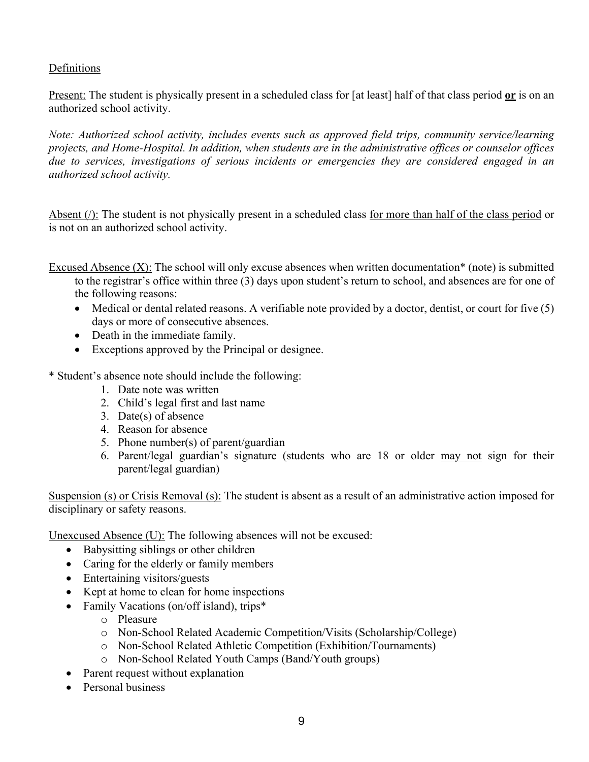<u>Definitions</u>

<u>Present:</u> The student is physically present in a scheduled class for [at least] half of that class period **<u>or</u>** is on an authorized school activity.

*Note: Authorized school activity, includes events such as approved field trips, community service/learning projects, and Home-Hospital. In addition, when students are in the administrative offices or counselor offices due to services, investigations of serious incidents or emergencies they are considered engaged in an authorized school activity.*

<u>Absent (/):</u> The student is not physically present in a scheduled class <u>for more than half of the class period</u> or is not on an authorized school activity.

<u>Excused Absence (X):</u> The school will only excuse absences when written documentation* (note) is submitted to the registrar's office within three (3) days upon student's return to school, and absences are for one of the following reasons:

- Medical or dental related reasons. A verifiable note provided by a doctor, dentist, or court for five (5) days or more of consecutive absences.
- Death in the immediate family.
- Exceptions approved by the Principal or designee.

* Student's absence note should include the following:

1. Date note was written
2. Child's legal first and last name
3. Date(s) of absence
4. Reason for absence
5. Phone number(s) of parent/guardian
6. Parent/legal guardian's signature (students who are 18 or older <u>may not</u> sign for their parent/legal guardian)

<u>Suspension (s) or Crisis Removal (s):</u> The student is absent as a result of an administrative action imposed for disciplinary or safety reasons.

<u>Unexcused Absence (U):</u> The following absences will not be excused:

- Babysitting siblings or other children
- Caring for the elderly or family members
- Entertaining visitors/guests
- Kept at home to clean for home inspections
- Family Vacations (on/off island), trips*
    - Pleasure
    - Non-School Related Academic Competition/Visits (Scholarship/College)
    - Non-School Related Athletic Competition (Exhibition/Tournaments)
    - Non-School Related Youth Camps (Band/Youth groups)
- Parent request without explanation
- Personal business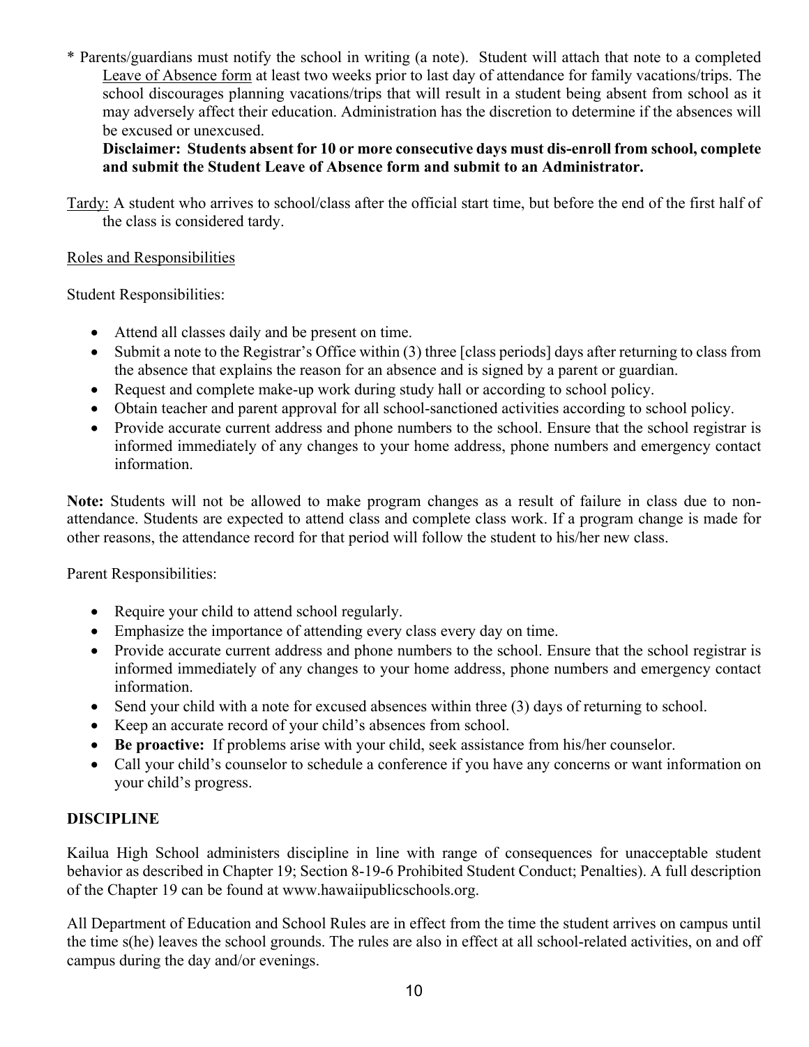* Parents/guardians must notify the school in writing (a note). Student will attach that note to a completed Leave of Absence form at least two weeks prior to last day of attendance for family vacations/trips. The school discourages planning vacations/trips that will result in a student being absent from school as it may adversely affect their education. Administration has the discretion to determine if the absences will be excused or unexcused.

  **Disclaimer: Students absent for 10 or more consecutive days must dis-enroll from school, complete and submit the Student Leave of Absence form and submit to an Administrator.**

Tardy: A student who arrives to school/class after the official start time, but before the end of the first half of the class is considered tardy.

Roles and Responsibilities

Student Responsibilities:

- Attend all classes daily and be present on time.
- Submit a note to the Registrar's Office within (3) three [class periods] days after returning to class from the absence that explains the reason for an absence and is signed by a parent or guardian.
- Request and complete make-up work during study hall or according to school policy.
- Obtain teacher and parent approval for all school-sanctioned activities according to school policy.
- Provide accurate current address and phone numbers to the school. Ensure that the school registrar is informed immediately of any changes to your home address, phone numbers and emergency contact information.

**Note:** Students will not be allowed to make program changes as a result of failure in class due to non-attendance. Students are expected to attend class and complete class work. If a program change is made for other reasons, the attendance record for that period will follow the student to his/her new class.

Parent Responsibilities:

- Require your child to attend school regularly.
- Emphasize the importance of attending every class every day on time.
- Provide accurate current address and phone numbers to the school. Ensure that the school registrar is informed immediately of any changes to your home address, phone numbers and emergency contact information.
- Send your child with a note for excused absences within three (3) days of returning to school.
- Keep an accurate record of your child's absences from school.
- **Be proactive:** If problems arise with your child, seek assistance from his/her counselor.
- Call your child's counselor to schedule a conference if you have any concerns or want information on your child's progress.

**DISCIPLINE**

Kailua High School administers discipline in line with range of consequences for unacceptable student behavior as described in Chapter 19; Section 8-19-6 Prohibited Student Conduct; Penalties). A full description of the Chapter 19 can be found at www.hawaiipublicschools.org.

All Department of Education and School Rules are in effect from the time the student arrives on campus until the time s(he) leaves the school grounds. The rules are also in effect at all school-related activities, on and off campus during the day and/or evenings.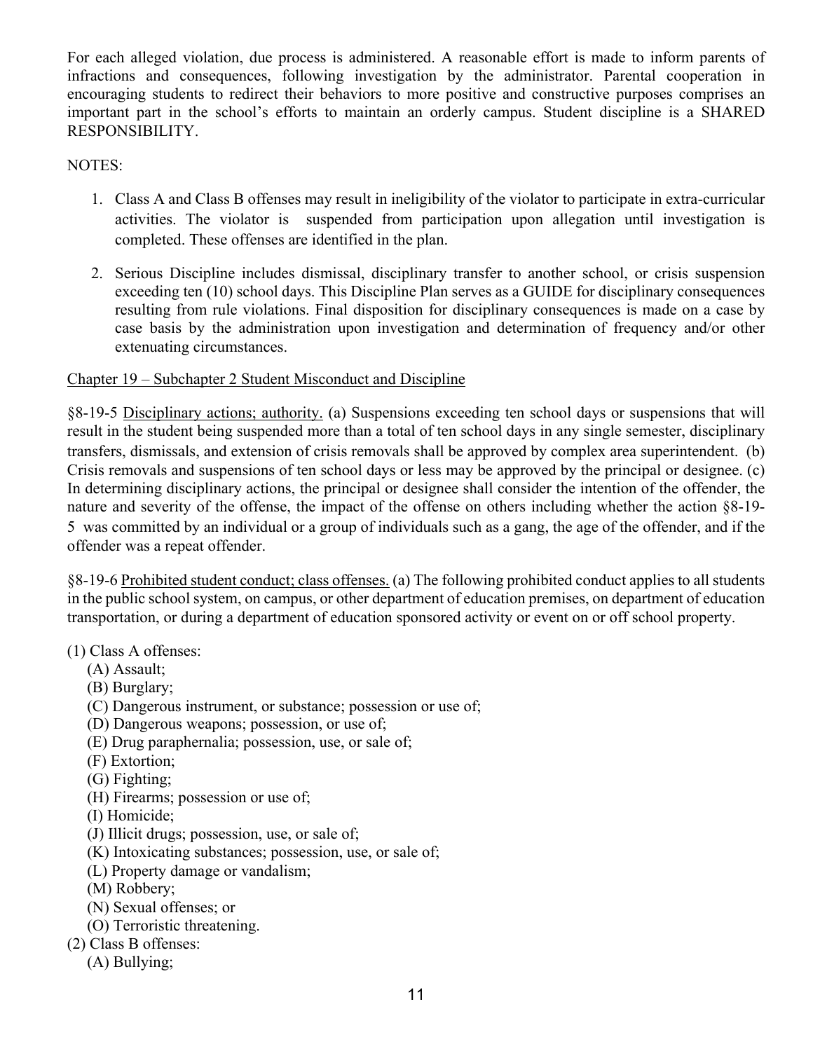For each alleged violation, due process is administered. A reasonable effort is made to inform parents of infractions and consequences, following investigation by the administrator. Parental cooperation in encouraging students to redirect their behaviors to more positive and constructive purposes comprises an important part in the school's efforts to maintain an orderly campus. Student discipline is a SHARED RESPONSIBILITY.

NOTES:

1. Class A and Class B offenses may result in ineligibility of the violator to participate in extra-curricular activities. The violator is suspended from participation upon allegation until investigation is completed. These offenses are identified in the plan.
2. Serious Discipline includes dismissal, disciplinary transfer to another school, or crisis suspension exceeding ten (10) school days. This Discipline Plan serves as a GUIDE for disciplinary consequences resulting from rule violations. Final disposition for disciplinary consequences is made on a case by case basis by the administration upon investigation and determination of frequency and/or other extenuating circumstances.

Chapter 19 – Subchapter 2 Student Misconduct and Discipline

§8-19-5 Disciplinary actions; authority. (a) Suspensions exceeding ten school days or suspensions that will result in the student being suspended more than a total of ten school days in any single semester, disciplinary transfers, dismissals, and extension of crisis removals shall be approved by complex area superintendent. (b) Crisis removals and suspensions of ten school days or less may be approved by the principal or designee. (c) In determining disciplinary actions, the principal or designee shall consider the intention of the offender, the nature and severity of the offense, the impact of the offense on others including whether the action §8-19-5 was committed by an individual or a group of individuals such as a gang, the age of the offender, and if the offender was a repeat offender.

§8-19-6 Prohibited student conduct; class offenses. (a) The following prohibited conduct applies to all students in the public school system, on campus, or other department of education premises, on department of education transportation, or during a department of education sponsored activity or event on or off school property.

(1) Class A offenses:
- (A) Assault;
- (B) Burglary;
- (C) Dangerous instrument, or substance; possession or use of;
- (D) Dangerous weapons; possession, or use of;
- (E) Drug paraphernalia; possession, use, or sale of;
- (F) Extortion;
- (G) Fighting;
- (H) Firearms; possession or use of;
- (I) Homicide;
- (J) Illicit drugs; possession, use, or sale of;
- (K) Intoxicating substances; possession, use, or sale of;
- (L) Property damage or vandalism;
- (M) Robbery;
- (N) Sexual offenses; or
- (O) Terroristic threatening.

(2) Class B offenses:
- (A) Bullying;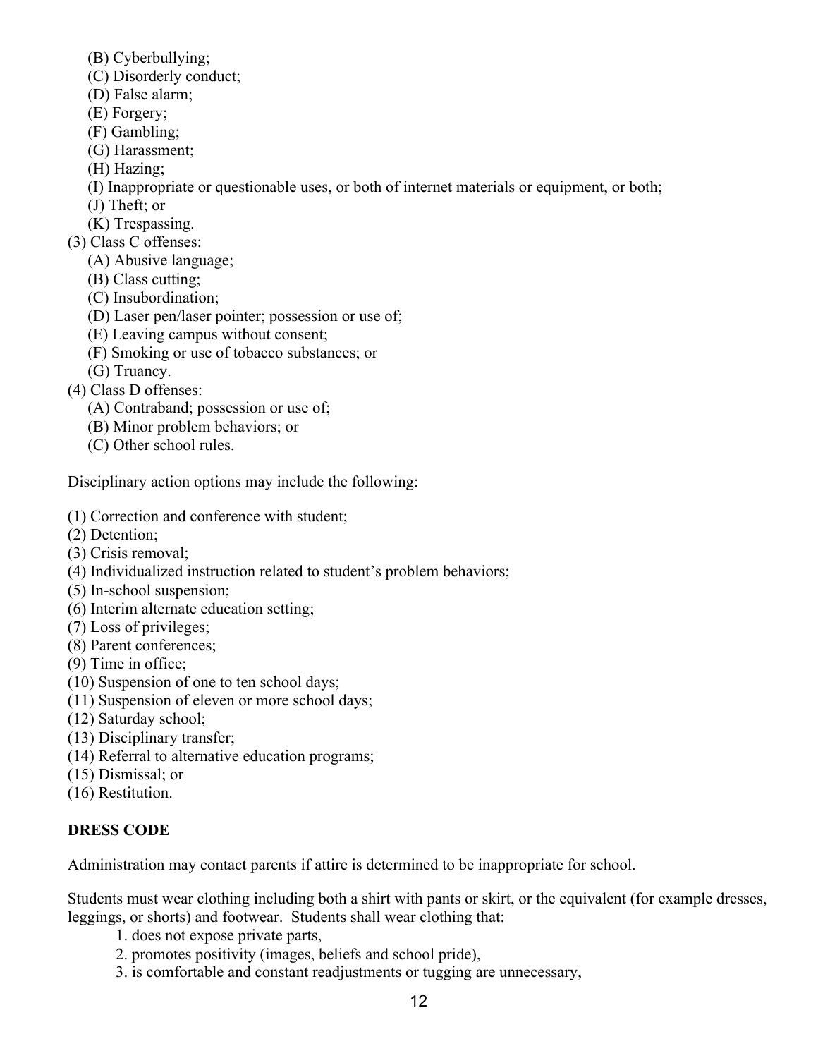(B) Cyberbullying;
(C) Disorderly conduct;
(D) False alarm;
(E) Forgery;
(F) Gambling;
(G) Harassment;
(H) Hazing;
(I) Inappropriate or questionable uses, or both of internet materials or equipment, or both;
(J) Theft; or
(K) Trespassing.

(3) Class C offenses:
(A) Abusive language;
(B) Class cutting;
(C) Insubordination;
(D) Laser pen/laser pointer; possession or use of;
(E) Leaving campus without consent;
(F) Smoking or use of tobacco substances; or
(G) Truancy.

(4) Class D offenses:
(A) Contraband; possession or use of;
(B) Minor problem behaviors; or
(C) Other school rules.

Disciplinary action options may include the following:

(1) Correction and conference with student;
(2) Detention;
(3) Crisis removal;
(4) Individualized instruction related to student's problem behaviors;
(5) In-school suspension;
(6) Interim alternate education setting;
(7) Loss of privileges;
(8) Parent conferences;
(9) Time in office;
(10) Suspension of one to ten school days;
(11) Suspension of eleven or more school days;
(12) Saturday school;
(13) Disciplinary transfer;
(14) Referral to alternative education programs;
(15) Dismissal; or
(16) Restitution.

**DRESS CODE**

Administration may contact parents if attire is determined to be inappropriate for school.

Students must wear clothing including both a shirt with pants or skirt, or the equivalent (for example dresses, leggings, or shorts) and footwear. Students shall wear clothing that:

1. does not expose private parts,
2. promotes positivity (images, beliefs and school pride),
3. is comfortable and constant readjustments or tugging are unnecessary,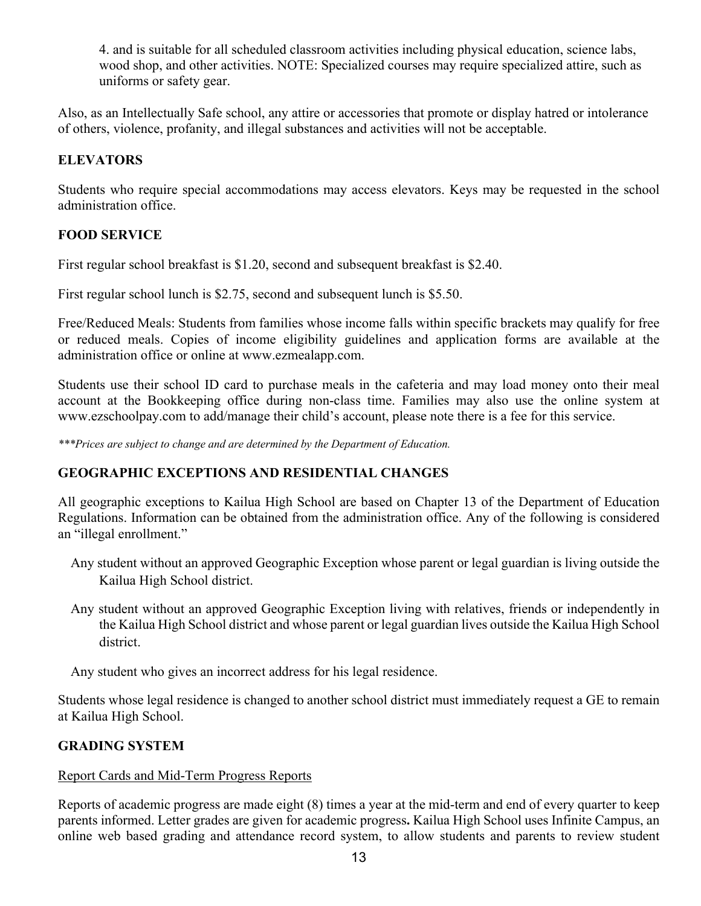4. and is suitable for all scheduled classroom activities including physical education, science labs, wood shop, and other activities. NOTE: Specialized courses may require specialized attire, such as uniforms or safety gear.

Also, as an Intellectually Safe school, any attire or accessories that promote or display hatred or intolerance of others, violence, profanity, and illegal substances and activities will not be acceptable.

## ELEVATORS

Students who require special accommodations may access elevators. Keys may be requested in the school administration office.

## FOOD SERVICE

First regular school breakfast is $1.20, second and subsequent breakfast is $2.40.

First regular school lunch is $2.75, second and subsequent lunch is $5.50.

Free/Reduced Meals: Students from families whose income falls within specific brackets may qualify for free or reduced meals. Copies of income eligibility guidelines and application forms are available at the administration office or online at www.ezmealapp.com.

Students use their school ID card to purchase meals in the cafeteria and may load money onto their meal account at the Bookkeeping office during non-class time. Families may also use the online system at www.ezschoolpay.com to add/manage their child's account, please note there is a fee for this service.

****Prices are subject to change and are determined by the Department of Education.*

## GEOGRAPHIC EXCEPTIONS AND RESIDENTIAL CHANGES

All geographic exceptions to Kailua High School are based on Chapter 13 of the Department of Education Regulations. Information can be obtained from the administration office. Any of the following is considered an "illegal enrollment."

- Any student without an approved Geographic Exception whose parent or legal guardian is living outside the Kailua High School district.
- Any student without an approved Geographic Exception living with relatives, friends or independently in the Kailua High School district and whose parent or legal guardian lives outside the Kailua High School district.
- Any student who gives an incorrect address for his legal residence.

Students whose legal residence is changed to another school district must immediately request a GE to remain at Kailua High School.

## GRADING SYSTEM

<u>Report Cards and Mid-Term Progress Reports</u>

Reports of academic progress are made eight (8) times a year at the mid-term and end of every quarter to keep parents informed. Letter grades are given for academic progress**.** Kailua High School uses Infinite Campus, an online web based grading and attendance record system, to allow students and parents to review student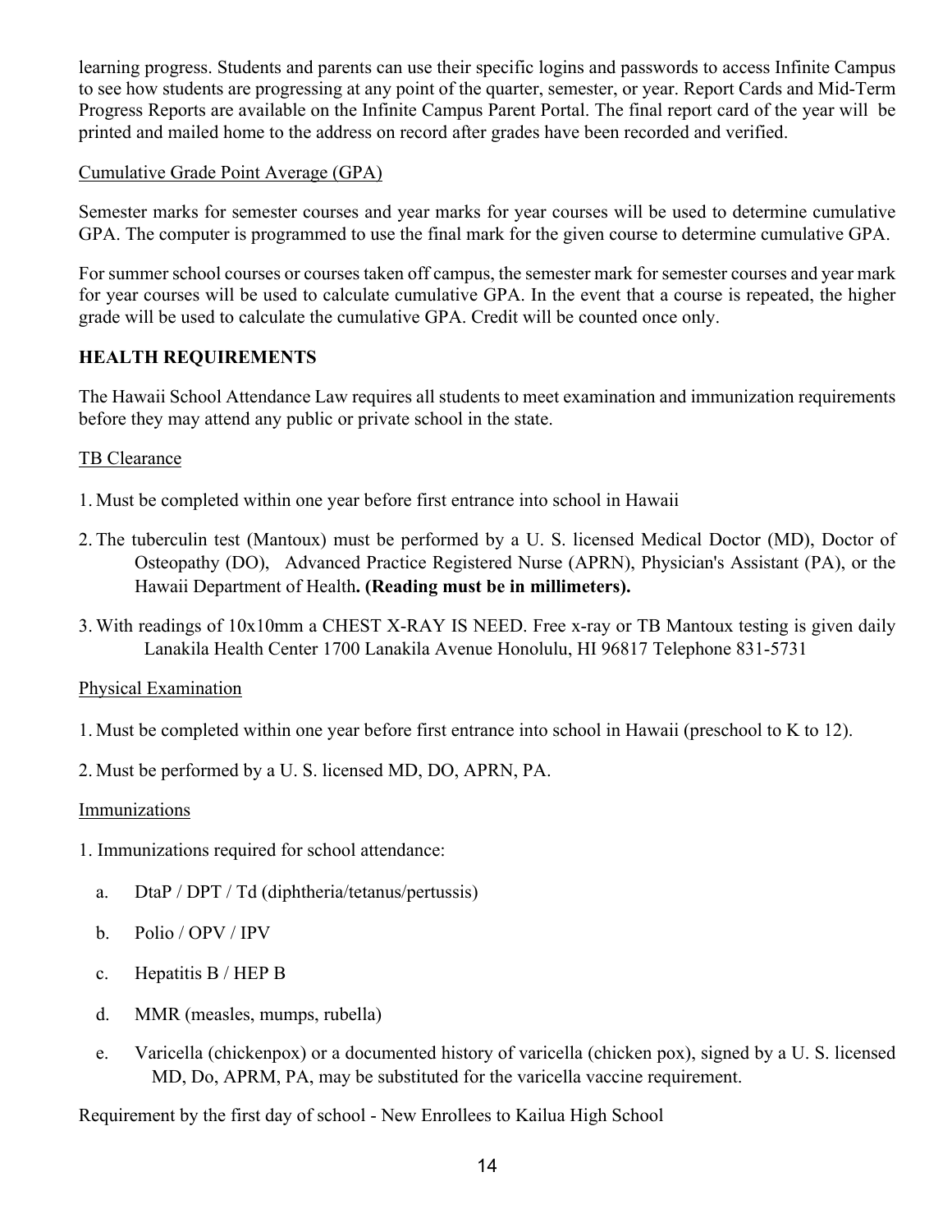learning progress. Students and parents can use their specific logins and passwords to access Infinite Campus to see how students are progressing at any point of the quarter, semester, or year. Report Cards and Mid-Term Progress Reports are available on the Infinite Campus Parent Portal. The final report card of the year will be printed and mailed home to the address on record after grades have been recorded and verified.

<u>Cumulative Grade Point Average (GPA)</u>

Semester marks for semester courses and year marks for year courses will be used to determine cumulative GPA. The computer is programmed to use the final mark for the given course to determine cumulative GPA.

For summer school courses or courses taken off campus, the semester mark for semester courses and year mark for year courses will be used to calculate cumulative GPA. In the event that a course is repeated, the higher grade will be used to calculate the cumulative GPA. Credit will be counted once only.

## HEALTH REQUIREMENTS

The Hawaii School Attendance Law requires all students to meet examination and immunization requirements before they may attend any public or private school in the state.

<u>TB Clearance</u>

1. Must be completed within one year before first entrance into school in Hawaii
2. The tuberculin test (Mantoux) must be performed by a U. S. licensed Medical Doctor (MD), Doctor of Osteopathy (DO), Advanced Practice Registered Nurse (APRN), Physician's Assistant (PA), or the Hawaii Department of Health**. (Reading must be in millimeters).**
3. With readings of 10x10mm a CHEST X-RAY IS NEED. Free x-ray or TB Mantoux testing is given daily Lanakila Health Center 1700 Lanakila Avenue Honolulu, HI 96817 Telephone 831-5731

<u>Physical Examination</u>

1. Must be completed within one year before first entrance into school in Hawaii (preschool to K to 12).
2. Must be performed by a U. S. licensed MD, DO, APRN, PA.

<u>Immunizations</u>

1. Immunizations required for school attendance:
   a. DtaP / DPT / Td (diphtheria/tetanus/pertussis)
   b. Polio / OPV / IPV
   c. Hepatitis B / HEP B
   d. MMR (measles, mumps, rubella)
   e. Varicella (chickenpox) or a documented history of varicella (chicken pox), signed by a U. S. licensed MD, Do, APRM, PA, may be substituted for the varicella vaccine requirement.

Requirement by the first day of school - New Enrollees to Kailua High School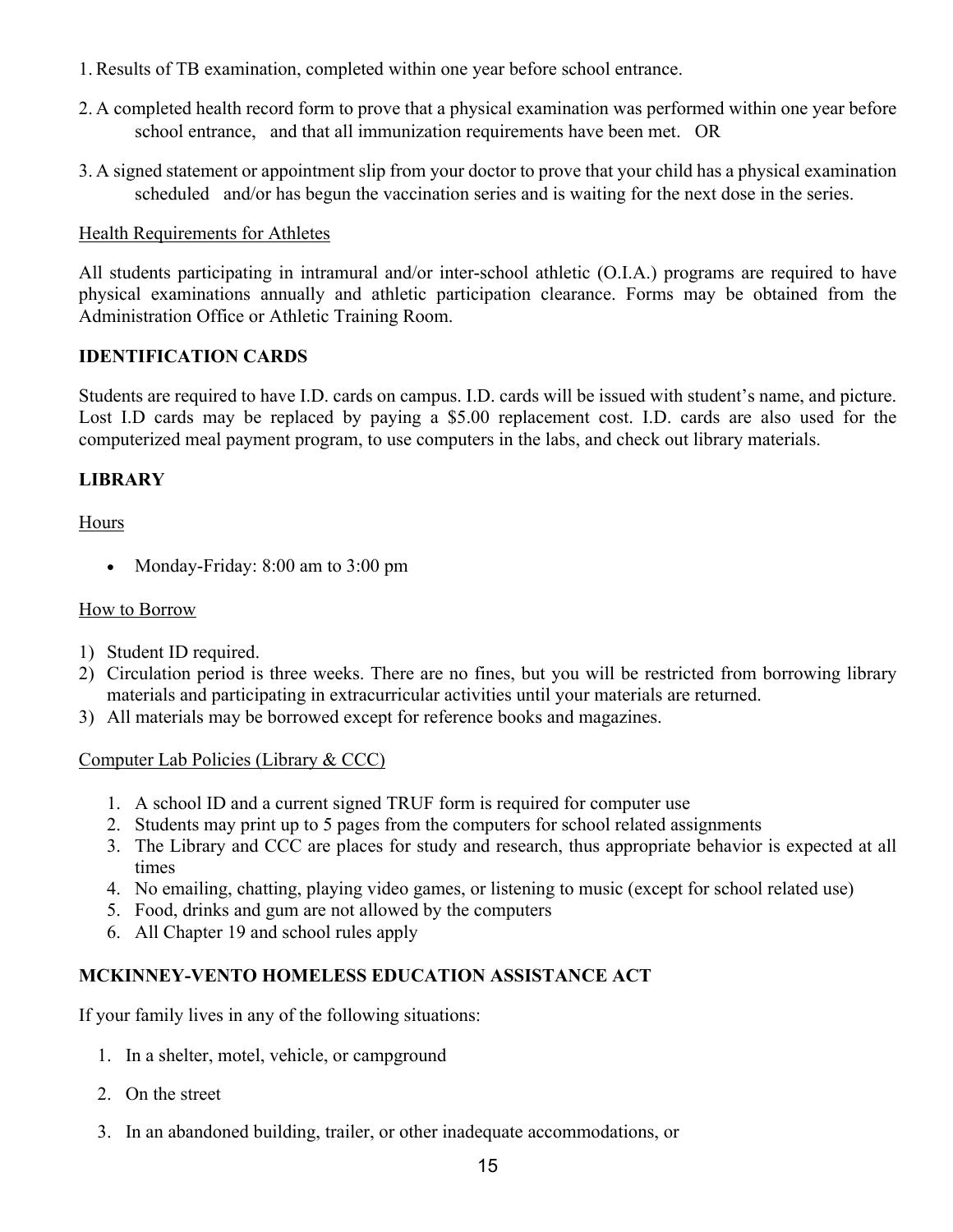1. Results of TB examination, completed within one year before school entrance.

2. A completed health record form to prove that a physical examination was performed within one year before school entrance, and that all immunization requirements have been met. OR

3. A signed statement or appointment slip from your doctor to prove that your child has a physical examination scheduled and/or has begun the vaccination series and is waiting for the next dose in the series.

Health Requirements for Athletes

All students participating in intramural and/or inter-school athletic (O.I.A.) programs are required to have physical examinations annually and athletic participation clearance. Forms may be obtained from the Administration Office or Athletic Training Room.

## IDENTIFICATION CARDS

Students are required to have I.D. cards on campus. I.D. cards will be issued with student's name, and picture. Lost I.D cards may be replaced by paying a $5.00 replacement cost. I.D. cards are also used for the computerized meal payment program, to use computers in the labs, and check out library materials.

## LIBRARY

Hours

- Monday-Friday: 8:00 am to 3:00 pm

How to Borrow

1) Student ID required.
2) Circulation period is three weeks. There are no fines, but you will be restricted from borrowing library materials and participating in extracurricular activities until your materials are returned.
3) All materials may be borrowed except for reference books and magazines.

Computer Lab Policies (Library & CCC)

1. A school ID and a current signed TRUF form is required for computer use
2. Students may print up to 5 pages from the computers for school related assignments
3. The Library and CCC are places for study and research, thus appropriate behavior is expected at all times
4. No emailing, chatting, playing video games, or listening to music (except for school related use)
5. Food, drinks and gum are not allowed by the computers
6. All Chapter 19 and school rules apply

## MCKINNEY-VENTO HOMELESS EDUCATION ASSISTANCE ACT

If your family lives in any of the following situations:

1. In a shelter, motel, vehicle, or campground
2. On the street
3. In an abandoned building, trailer, or other inadequate accommodations, or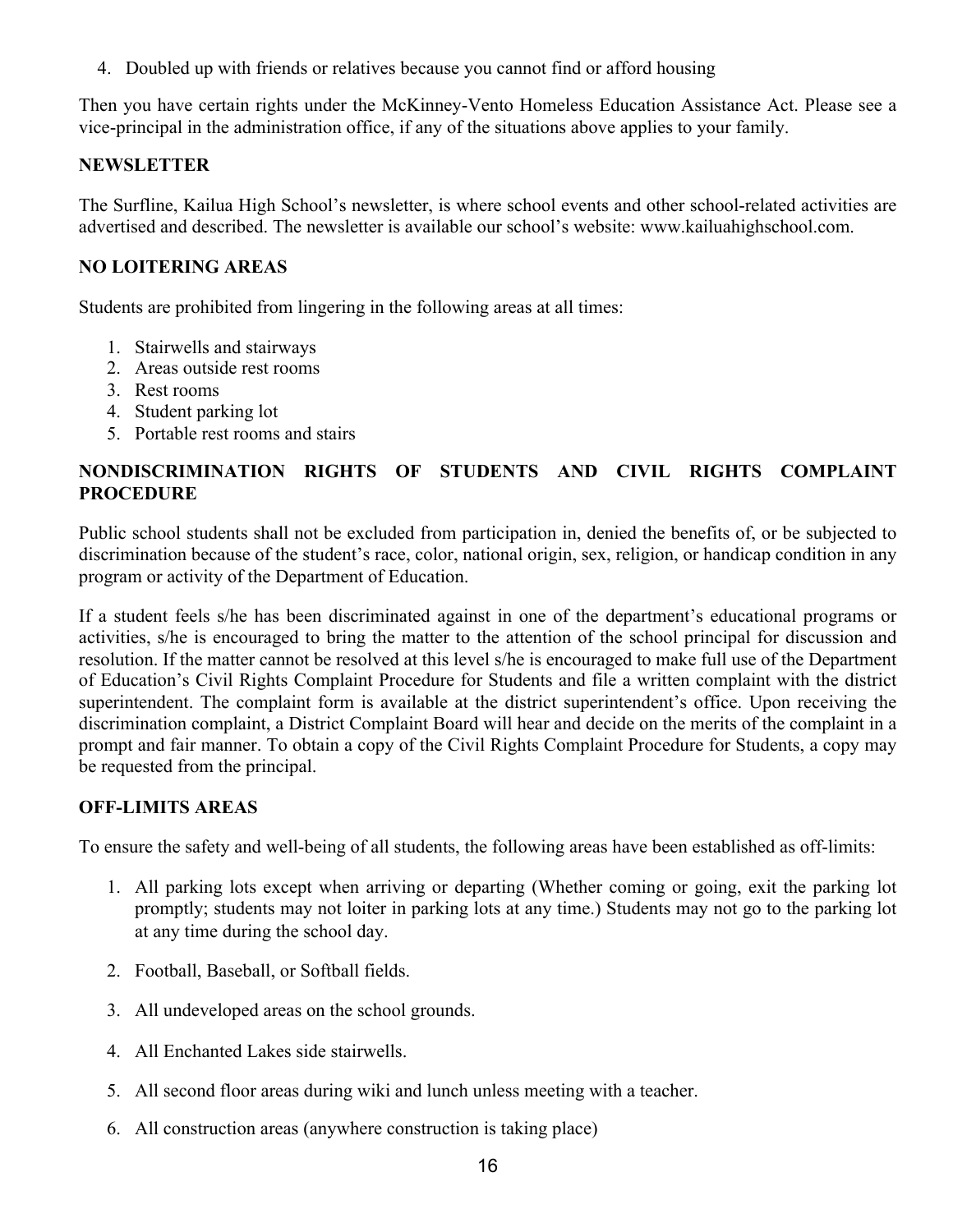4. Doubled up with friends or relatives because you cannot find or afford housing

Then you have certain rights under the McKinney-Vento Homeless Education Assistance Act. Please see a vice-principal in the administration office, if any of the situations above applies to your family.

**NEWSLETTER**

The Surfline, Kailua High School's newsletter, is where school events and other school-related activities are advertised and described. The newsletter is available our school's website: www.kailuahighschool.com.

**NO LOITERING AREAS**

Students are prohibited from lingering in the following areas at all times:

1. Stairwells and stairways
2. Areas outside rest rooms
3. Rest rooms
4. Student parking lot
5. Portable rest rooms and stairs

**NONDISCRIMINATION RIGHTS OF STUDENTS AND CIVIL RIGHTS COMPLAINT PROCEDURE**

Public school students shall not be excluded from participation in, denied the benefits of, or be subjected to discrimination because of the student's race, color, national origin, sex, religion, or handicap condition in any program or activity of the Department of Education.

If a student feels s/he has been discriminated against in one of the department's educational programs or activities, s/he is encouraged to bring the matter to the attention of the school principal for discussion and resolution. If the matter cannot be resolved at this level s/he is encouraged to make full use of the Department of Education's Civil Rights Complaint Procedure for Students and file a written complaint with the district superintendent. The complaint form is available at the district superintendent's office. Upon receiving the discrimination complaint, a District Complaint Board will hear and decide on the merits of the complaint in a prompt and fair manner. To obtain a copy of the Civil Rights Complaint Procedure for Students, a copy may be requested from the principal.

**OFF-LIMITS AREAS**

To ensure the safety and well-being of all students, the following areas have been established as off-limits:

1. All parking lots except when arriving or departing (Whether coming or going, exit the parking lot promptly; students may not loiter in parking lots at any time.) Students may not go to the parking lot at any time during the school day.

2. Football, Baseball, or Softball fields.

3. All undeveloped areas on the school grounds.

4. All Enchanted Lakes side stairwells.

5. All second floor areas during wiki and lunch unless meeting with a teacher.

6. All construction areas (anywhere construction is taking place)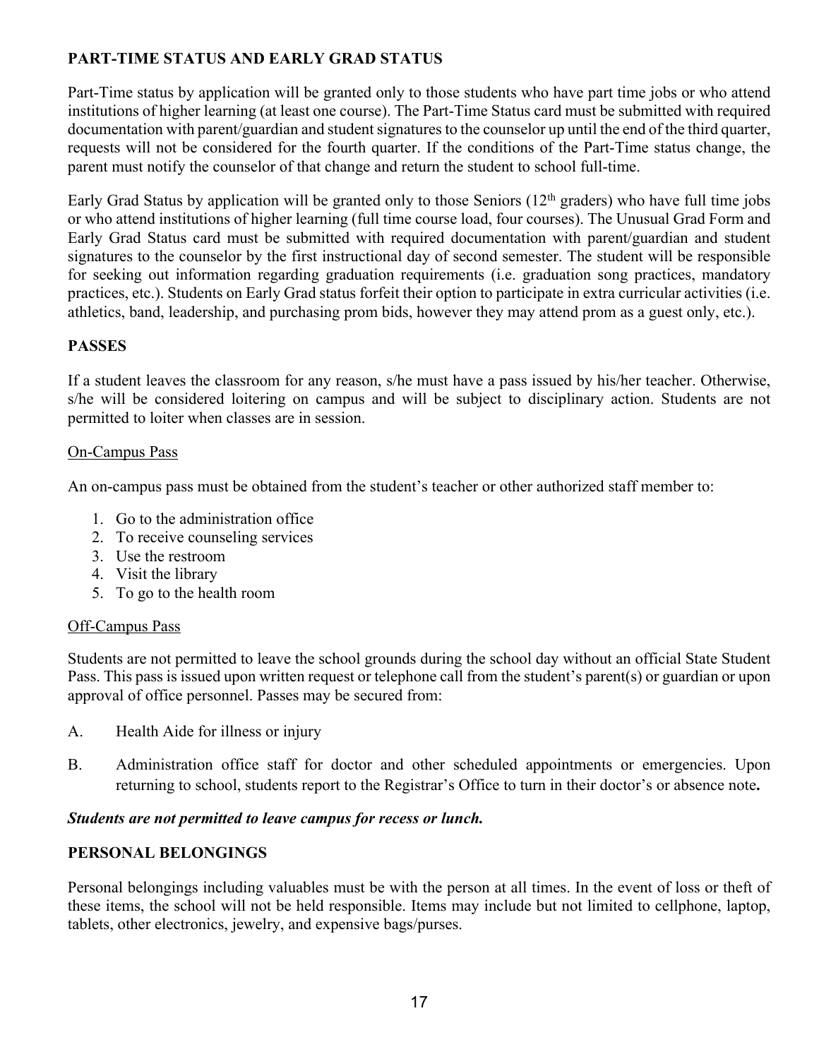## PART-TIME STATUS AND EARLY GRAD STATUS

Part-Time status by application will be granted only to those students who have part time jobs or who attend institutions of higher learning (at least one course). The Part-Time Status card must be submitted with required documentation with parent/guardian and student signatures to the counselor up until the end of the third quarter, requests will not be considered for the fourth quarter. If the conditions of the Part-Time status change, the parent must notify the counselor of that change and return the student to school full-time.

Early Grad Status by application will be granted only to those Seniors (12th graders) who have full time jobs or who attend institutions of higher learning (full time course load, four courses). The Unusual Grad Form and Early Grad Status card must be submitted with required documentation with parent/guardian and student signatures to the counselor by the first instructional day of second semester. The student will be responsible for seeking out information regarding graduation requirements (i.e. graduation song practices, mandatory practices, etc.). Students on Early Grad status forfeit their option to participate in extra curricular activities (i.e. athletics, band, leadership, and purchasing prom bids, however they may attend prom as a guest only, etc.).

## PASSES

If a student leaves the classroom for any reason, s/he must have a pass issued by his/her teacher. Otherwise, s/he will be considered loitering on campus and will be subject to disciplinary action. Students are not permitted to loiter when classes are in session.

### On-Campus Pass

An on-campus pass must be obtained from the student's teacher or other authorized staff member to:

1. Go to the administration office
2. To receive counseling services
3. Use the restroom
4. Visit the library
5. To go to the health room

### Off-Campus Pass

Students are not permitted to leave the school grounds during the school day without an official State Student Pass. This pass is issued upon written request or telephone call from the student's parent(s) or guardian or upon approval of office personnel. Passes may be secured from:

A. Health Aide for illness or injury

B. Administration office staff for doctor and other scheduled appointments or emergencies. Upon returning to school, students report to the Registrar's Office to turn in their doctor's or absence note**.**

***Students are not permitted to leave campus for recess or lunch.***

## PERSONAL BELONGINGS

Personal belongings including valuables must be with the person at all times. In the event of loss or theft of these items, the school will not be held responsible. Items may include but not limited to cellphone, laptop, tablets, other electronics, jewelry, and expensive bags/purses.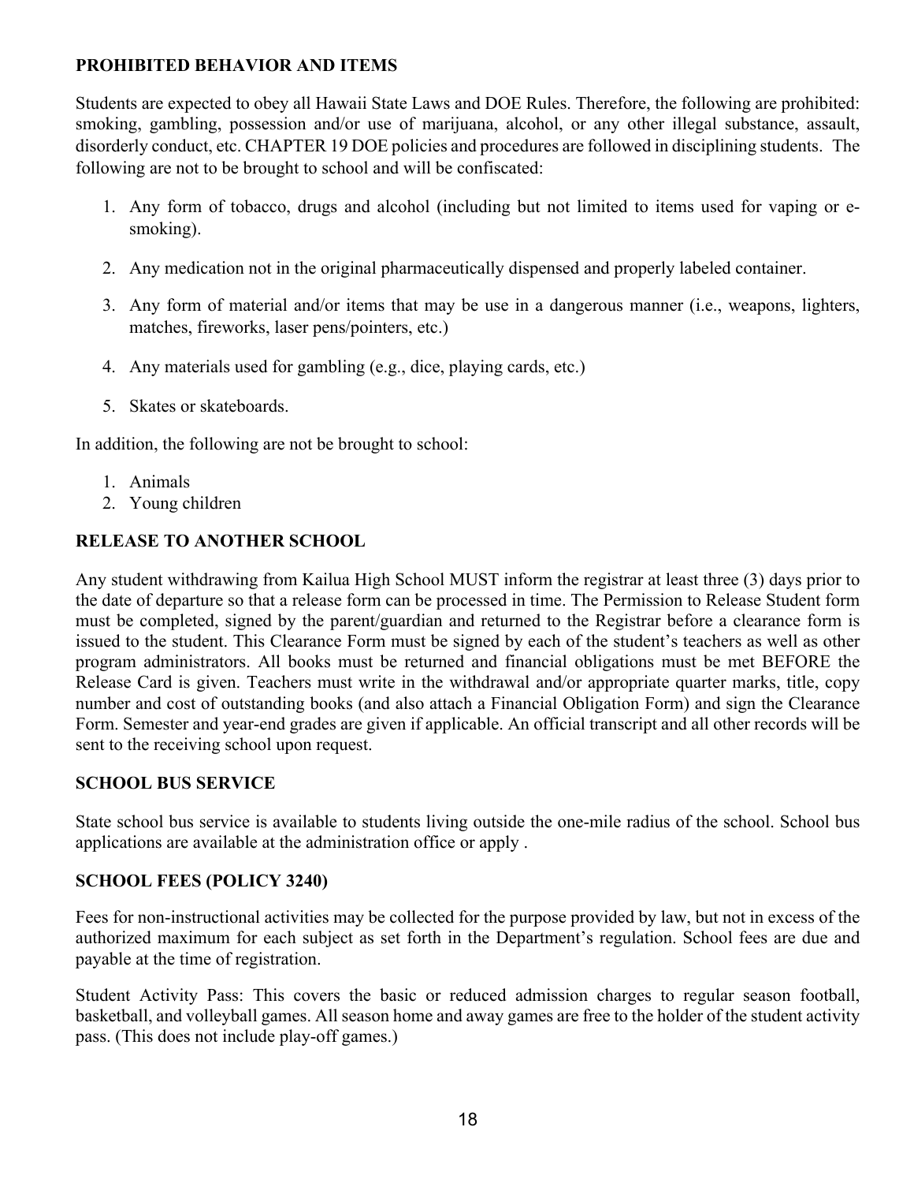**PROHIBITED BEHAVIOR AND ITEMS**

Students are expected to obey all Hawaii State Laws and DOE Rules. Therefore, the following are prohibited: smoking, gambling, possession and/or use of marijuana, alcohol, or any other illegal substance, assault, disorderly conduct, etc. CHAPTER 19 DOE policies and procedures are followed in disciplining students. The following are not to be brought to school and will be confiscated:

1. Any form of tobacco, drugs and alcohol (including but not limited to items used for vaping or e-smoking).
2. Any medication not in the original pharmaceutically dispensed and properly labeled container.
3. Any form of material and/or items that may be use in a dangerous manner (i.e., weapons, lighters, matches, fireworks, laser pens/pointers, etc.)
4. Any materials used for gambling (e.g., dice, playing cards, etc.)
5. Skates or skateboards.

In addition, the following are not be brought to school:

1. Animals
2. Young children

**RELEASE TO ANOTHER SCHOOL**

Any student withdrawing from Kailua High School MUST inform the registrar at least three (3) days prior to the date of departure so that a release form can be processed in time. The Permission to Release Student form must be completed, signed by the parent/guardian and returned to the Registrar before a clearance form is issued to the student. This Clearance Form must be signed by each of the student's teachers as well as other program administrators. All books must be returned and financial obligations must be met BEFORE the Release Card is given. Teachers must write in the withdrawal and/or appropriate quarter marks, title, copy number and cost of outstanding books (and also attach a Financial Obligation Form) and sign the Clearance Form. Semester and year-end grades are given if applicable. An official transcript and all other records will be sent to the receiving school upon request.

**SCHOOL BUS SERVICE**

State school bus service is available to students living outside the one-mile radius of the school. School bus applications are available at the administration office or apply .

**SCHOOL FEES (POLICY 3240)**

Fees for non-instructional activities may be collected for the purpose provided by law, but not in excess of the authorized maximum for each subject as set forth in the Department's regulation. School fees are due and payable at the time of registration.

Student Activity Pass: This covers the basic or reduced admission charges to regular season football, basketball, and volleyball games. All season home and away games are free to the holder of the student activity pass. (This does not include play-off games.)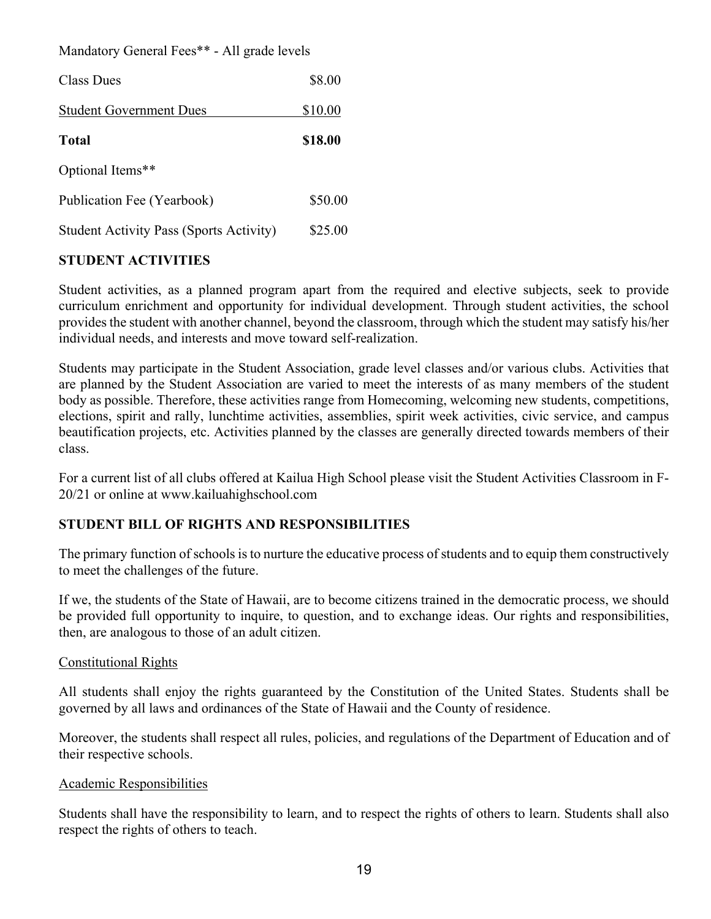Mandatory General Fees** - All grade levels

| | |
|---|---|
| Class Dues | $8.00 |
| Student Government Dues | $10.00 |
| **Total** | **$18.00** |

Optional Items**

| | |
|---|---|
| Publication Fee (Yearbook) | $50.00 |
| Student Activity Pass (Sports Activity) | $25.00 |

## STUDENT ACTIVITIES

Student activities, as a planned program apart from the required and elective subjects, seek to provide curriculum enrichment and opportunity for individual development. Through student activities, the school provides the student with another channel, beyond the classroom, through which the student may satisfy his/her individual needs, and interests and move toward self-realization.

Students may participate in the Student Association, grade level classes and/or various clubs. Activities that are planned by the Student Association are varied to meet the interests of as many members of the student body as possible. Therefore, these activities range from Homecoming, welcoming new students, competitions, elections, spirit and rally, lunchtime activities, assemblies, spirit week activities, civic service, and campus beautification projects, etc. Activities planned by the classes are generally directed towards members of their class.

For a current list of all clubs offered at Kailua High School please visit the Student Activities Classroom in F-20/21 or online at www.kailuahighschool.com

## STUDENT BILL OF RIGHTS AND RESPONSIBILITIES

The primary function of schools is to nurture the educative process of students and to equip them constructively to meet the challenges of the future.

If we, the students of the State of Hawaii, are to become citizens trained in the democratic process, we should be provided full opportunity to inquire, to question, and to exchange ideas. Our rights and responsibilities, then, are analogous to those of an adult citizen.

### Constitutional Rights

All students shall enjoy the rights guaranteed by the Constitution of the United States. Students shall be governed by all laws and ordinances of the State of Hawaii and the County of residence.

Moreover, the students shall respect all rules, policies, and regulations of the Department of Education and of their respective schools.

### Academic Responsibilities

Students shall have the responsibility to learn, and to respect the rights of others to learn. Students shall also respect the rights of others to teach.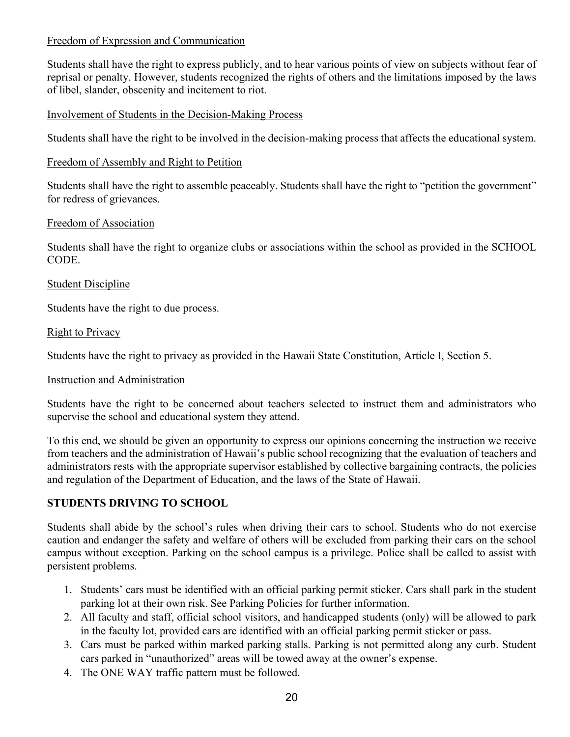<u>Freedom of Expression and Communication</u>

Students shall have the right to express publicly, and to hear various points of view on subjects without fear of reprisal or penalty. However, students recognized the rights of others and the limitations imposed by the laws of libel, slander, obscenity and incitement to riot.

<u>Involvement of Students in the Decision-Making Process</u>

Students shall have the right to be involved in the decision-making process that affects the educational system.

<u>Freedom of Assembly and Right to Petition</u>

Students shall have the right to assemble peaceably. Students shall have the right to "petition the government" for redress of grievances.

<u>Freedom of Association</u>

Students shall have the right to organize clubs or associations within the school as provided in the SCHOOL CODE.

<u>Student Discipline</u>

Students have the right to due process.

<u>Right to Privacy</u>

Students have the right to privacy as provided in the Hawaii State Constitution, Article I, Section 5.

<u>Instruction and Administration</u>

Students have the right to be concerned about teachers selected to instruct them and administrators who supervise the school and educational system they attend.

To this end, we should be given an opportunity to express our opinions concerning the instruction we receive from teachers and the administration of Hawaii's public school recognizing that the evaluation of teachers and administrators rests with the appropriate supervisor established by collective bargaining contracts, the policies and regulation of the Department of Education, and the laws of the State of Hawaii.

## STUDENTS DRIVING TO SCHOOL

Students shall abide by the school's rules when driving their cars to school. Students who do not exercise caution and endanger the safety and welfare of others will be excluded from parking their cars on the school campus without exception. Parking on the school campus is a privilege. Police shall be called to assist with persistent problems.

1. Students' cars must be identified with an official parking permit sticker. Cars shall park in the student parking lot at their own risk. See Parking Policies for further information.
2. All faculty and staff, official school visitors, and handicapped students (only) will be allowed to park in the faculty lot, provided cars are identified with an official parking permit sticker or pass.
3. Cars must be parked within marked parking stalls. Parking is not permitted along any curb. Student cars parked in "unauthorized" areas will be towed away at the owner's expense.
4. The ONE WAY traffic pattern must be followed.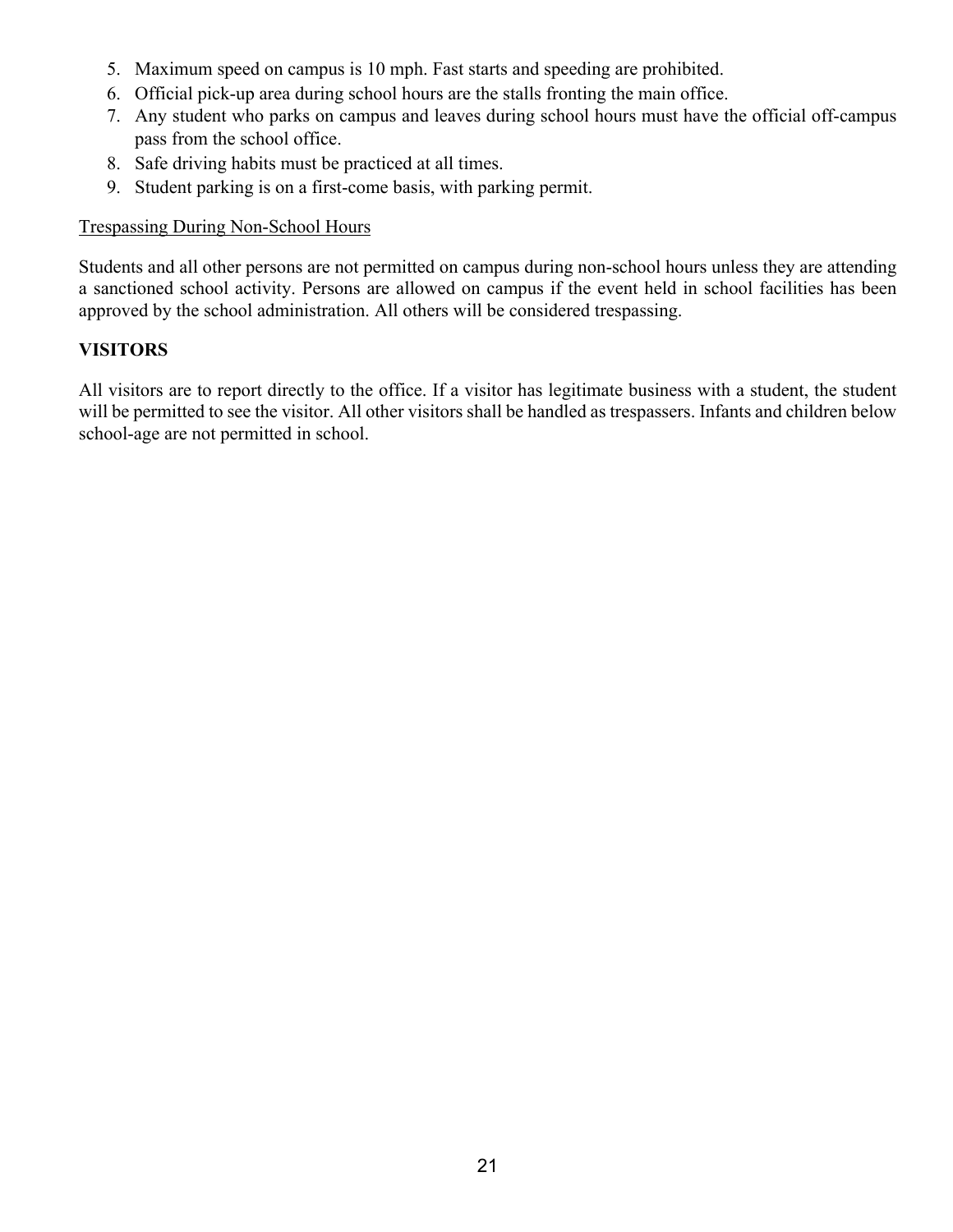5. Maximum speed on campus is 10 mph. Fast starts and speeding are prohibited.
6. Official pick-up area during school hours are the stalls fronting the main office.
7. Any student who parks on campus and leaves during school hours must have the official off-campus pass from the school office.
8. Safe driving habits must be practiced at all times.
9. Student parking is on a first-come basis, with parking permit.

Trespassing During Non-School Hours

Students and all other persons are not permitted on campus during non-school hours unless they are attending a sanctioned school activity. Persons are allowed on campus if the event held in school facilities has been approved by the school administration. All others will be considered trespassing.

**VISITORS**

All visitors are to report directly to the office. If a visitor has legitimate business with a student, the student will be permitted to see the visitor. All other visitors shall be handled as trespassers. Infants and children below school-age are not permitted in school.